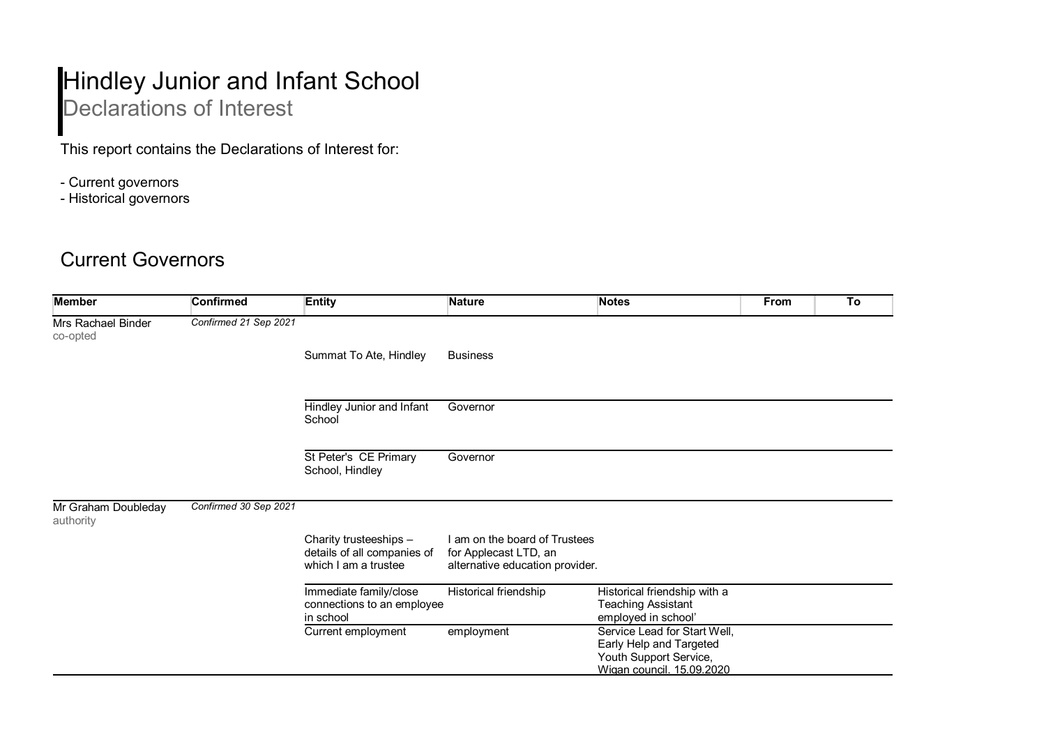# Hindley Junior and Infant School

## Declarations of Interest

This report contains the Declarations of Interest for:

- Current governors
- Historical governors

## Current Governors

| Member | Confirmed | Entity | Nature | Notes | From | To |
|---|---|---|---|---|---|---|
| Mrs Rachael Binder<br>co-opted | *Confirmed 21 Sep 2021* | | | | | |
| | | Summat To Ate, Hindley | Business | | | |
| | | Hindley Junior and Infant School | Governor | | | |
| | | St Peter's CE Primary School, Hindley | Governor | | | |
| Mr Graham Doubleday<br>authority | *Confirmed 30 Sep 2021* | | | | | |
| | | Charity trusteeships – details of all companies of which I am a trustee | I am on the board of Trustees for Applecast LTD, an alternative education provider. | | | |
| | | Immediate family/close connections to an employee in school | Historical friendship | Historical friendship with a Teaching Assistant employed in school' | | |
| | | Current employment | employment | Service Lead for Start Well, Early Help and Targeted Youth Support Service, Wigan council. 15.09.2020 | | |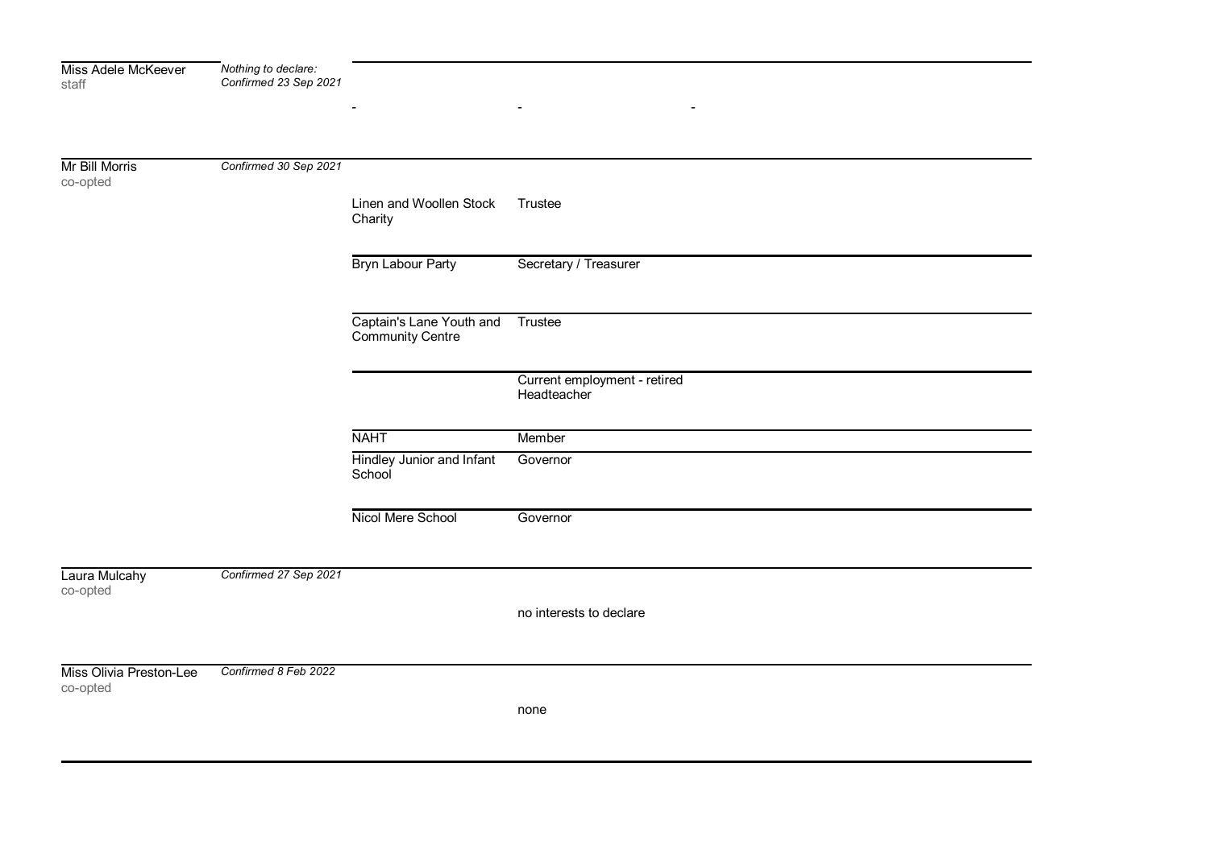| Name | Status | Organisation | Interest | |
|---|---|---|---|---|
| Miss Adele McKeever<br>staff | *Nothing to declare: Confirmed 23 Sep 2021* | - | - | - |
| Mr Bill Morris<br>co-opted | *Confirmed 30 Sep 2021* | Linen and Woollen Stock Charity | Trustee | |
| | | Bryn Labour Party | Secretary / Treasurer | |
| | | Captain's Lane Youth and Community Centre | Trustee | |
| | | | Current employment - retired Headteacher | |
| | | NAHT | Member | |
| | | Hindley Junior and Infant School | Governor | |
| | | Nicol Mere School | Governor | |
| Laura Mulcahy<br>co-opted | *Confirmed 27 Sep 2021* | | no interests to declare | |
| Miss Olivia Preston-Lee<br>co-opted | *Confirmed 8 Feb 2022* | | none | |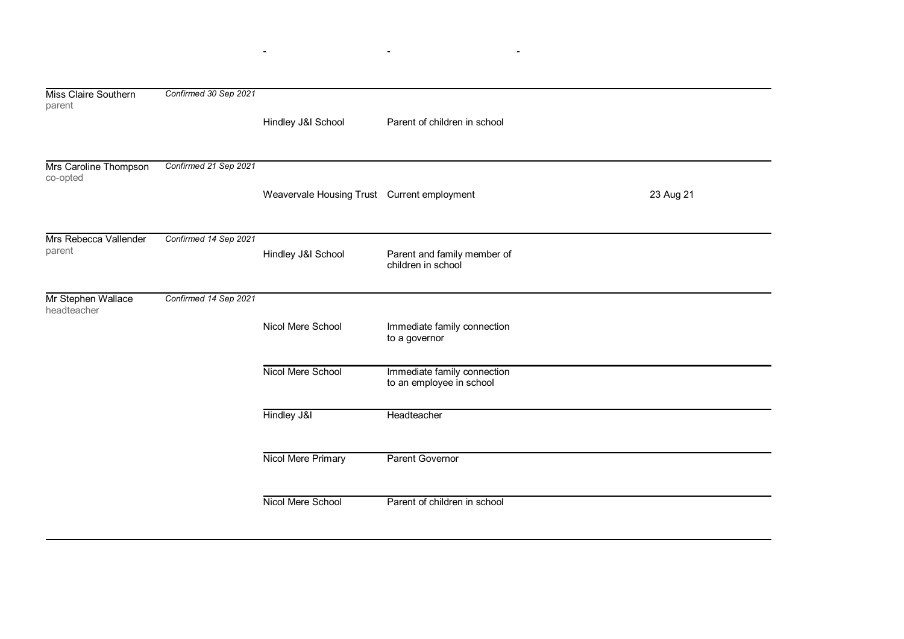| | | | | |
|---|---|---|---|---|
| - | | - | - | |
| Miss Claire Southern<br>parent | *Confirmed 30 Sep 2021* | Hindley J&I School | Parent of children in school | |
| Mrs Caroline Thompson<br>co-opted | *Confirmed 21 Sep 2021* | Weavervale Housing Trust | Current employment | 23 Aug 21 |
| Mrs Rebecca Vallender<br>parent | *Confirmed 14 Sep 2021* | Hindley J&I School | Parent and family member of children in school | |
| Mr Stephen Wallace<br>headteacher | *Confirmed 14 Sep 2021* | Nicol Mere School | Immediate family connection to a governor | |
| | | Nicol Mere School | Immediate family connection to an employee in school | |
| | | Hindley J&I | Headteacher | |
| | | Nicol Mere Primary | Parent Governor | |
| | | Nicol Mere School | Parent of children in school | |